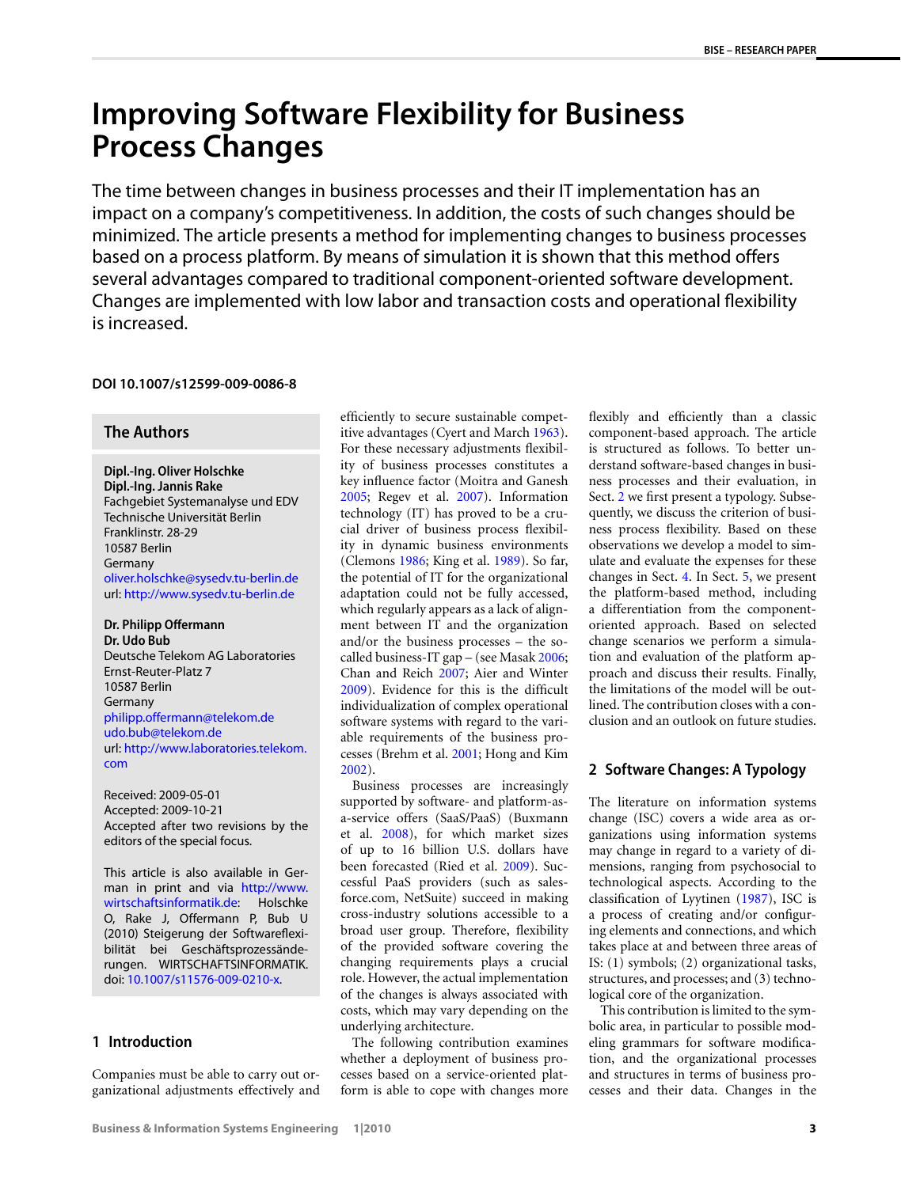# Improving Software Flexibility for Business Process Changes

The time between changes in business processes and their IT implementation has an impact on a company's competitiveness. In addition, the costs of such changes should be minimized. The article presents a method for implementing changes to business processes based on a process platform. By means of simulation it is shown that this method offers several advantages compared to traditional component-oriented software development. Changes are implemented with low labor and transaction costs and operational flexibility is increased.

**DOI 10.1007/s12599-009-0086-8**

## The Authors

**Dipl.-Ing. Oliver Holschke**
**Dipl.-Ing. Jannis Rake**
Fachgebiet Systemanalyse und EDV
Technische Universität Berlin
Franklinstr. 28-29
10587 Berlin
Germany
oliver.holschke@sysedv.tu-berlin.de
url: http://www.sysedv.tu-berlin.de

**Dr. Philipp Offermann**
**Dr. Udo Bub**
Deutsche Telekom AG Laboratories
Ernst-Reuter-Platz 7
10587 Berlin
Germany
philipp.offermann@telekom.de
udo.bub@telekom.de
url: http://www.laboratories.telekom.com

Received: 2009-05-01
Accepted: 2009-10-21
Accepted after two revisions by the editors of the special focus.

This article is also available in German in print and via http://www.wirtschaftsinformatik.de: Holschke O, Rake J, Offermann P, Bub U (2010) Steigerung der Softwareflexibilität bei Geschäftsprozessänderungen. WIRTSCHAFTSINFORMATIK. doi: 10.1007/s11576-009-0210-x.

## 1 Introduction

Companies must be able to carry out organizational adjustments effectively and efficiently to secure sustainable competitive advantages (Cyert and March 1963). For these necessary adjustments flexibility of business processes constitutes a key influence factor (Moitra and Ganesh 2005; Regev et al. 2007). Information technology (IT) has proved to be a crucial driver of business process flexibility in dynamic business environments (Clemons 1986; King et al. 1989). So far, the potential of IT for the organizational adaptation could not be fully accessed, which regularly appears as a lack of alignment between IT and the organization and/or the business processes – the so-called business-IT gap – (see Masak 2006; Chan and Reich 2007; Aier and Winter 2009). Evidence for this is the difficult individualization of complex operational software systems with regard to the variable requirements of the business processes (Brehm et al. 2001; Hong and Kim 2002).

Business processes are increasingly supported by software- and platform-as-a-service offers (SaaS/PaaS) (Buxmann et al. 2008), for which market sizes of up to 16 billion U.S. dollars have been forecasted (Ried et al. 2009). Successful PaaS providers (such as salesforce.com, NetSuite) succeed in making cross-industry solutions accessible to a broad user group. Therefore, flexibility of the provided software covering the changing requirements plays a crucial role. However, the actual implementation of the changes is always associated with costs, which may vary depending on the underlying architecture.

The following contribution examines whether a deployment of business processes based on a service-oriented platform is able to cope with changes more flexibly and efficiently than a classic component-based approach. The article is structured as follows. To better understand software-based changes in business processes and their evaluation, in Sect. 2 we first present a typology. Subsequently, we discuss the criterion of business process flexibility. Based on these observations we develop a model to simulate and evaluate the expenses for these changes in Sect. 4. In Sect. 5, we present the platform-based method, including a differentiation from the component-oriented approach. Based on selected change scenarios we perform a simulation and evaluation of the platform approach and discuss their results. Finally, the limitations of the model will be outlined. The contribution closes with a conclusion and an outlook on future studies.

## 2 Software Changes: A Typology

The literature on information systems change (ISC) covers a wide area as organizations using information systems may change in regard to a variety of dimensions, ranging from psychosocial to technological aspects. According to the classification of Lyytinen (1987), ISC is a process of creating and/or configuring elements and connections, and which takes place at and between three areas of IS: (1) symbols; (2) organizational tasks, structures, and processes; and (3) technological core of the organization.

This contribution is limited to the symbolic area, in particular to possible modeling grammars for software modification, and the organizational processes and structures in terms of business processes and their data. Changes in the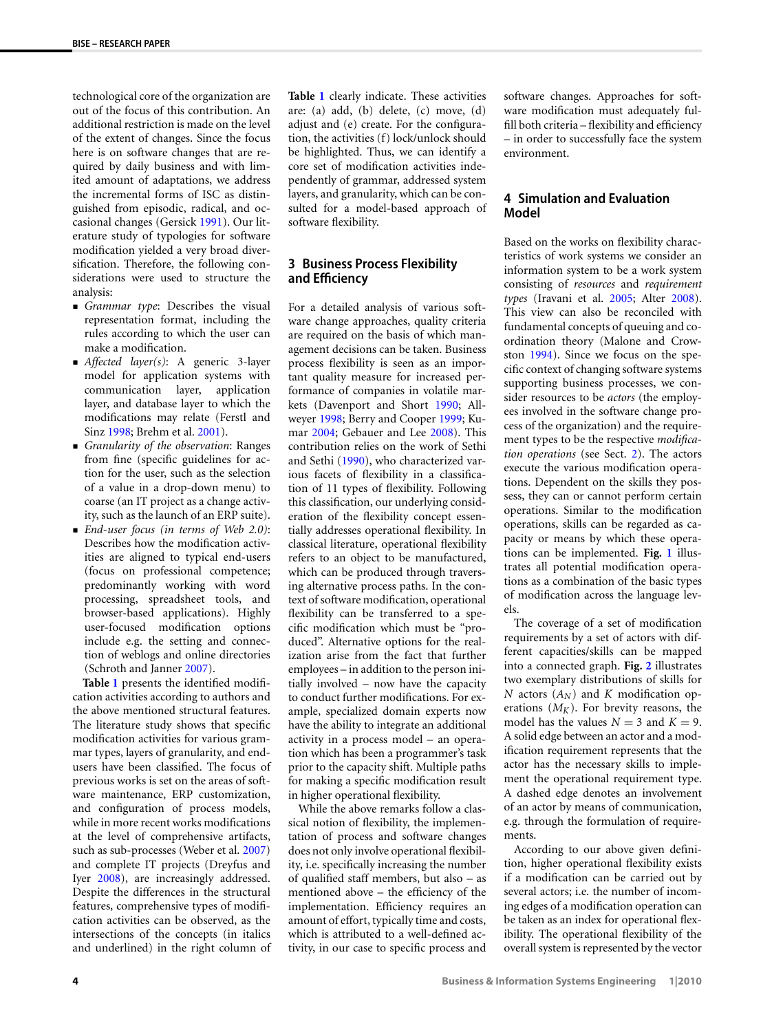technological core of the organization are out of the focus of this contribution. An additional restriction is made on the level of the extent of changes. Since the focus here is on software changes that are required by daily business and with limited amount of adaptations, we address the incremental forms of ISC as distinguished from episodic, radical, and occasional changes (Gersick 1991). Our literature study of typologies for software modification yielded a very broad diversification. Therefore, the following considerations were used to structure the analysis:

- *Grammar type*: Describes the visual representation format, including the rules according to which the user can make a modification.
- *Affected layer(s)*: A generic 3-layer model for application systems with communication layer, application layer, and database layer to which the modifications may relate (Ferstl and Sinz 1998; Brehm et al. 2001).
- *Granularity of the observation*: Ranges from fine (specific guidelines for action for the user, such as the selection of a value in a drop-down menu) to coarse (an IT project as a change activity, such as the launch of an ERP suite).
- *End-user focus (in terms of Web 2.0)*: Describes how the modification activities are aligned to typical end-users (focus on professional competence; predominantly working with word processing, spreadsheet tools, and browser-based applications). Highly user-focused modification options include e.g. the setting and connection of weblogs and online directories (Schroth and Janner 2007).

**Table 1** presents the identified modification activities according to authors and the above mentioned structural features. The literature study shows that specific modification activities for various grammar types, layers of granularity, and end-users have been classified. The focus of previous works is set on the areas of software maintenance, ERP customization, and configuration of process models, while in more recent works modifications at the level of comprehensive artifacts, such as sub-processes (Weber et al. 2007) and complete IT projects (Dreyfus and Iyer 2008), are increasingly addressed. Despite the differences in the structural features, comprehensive types of modification activities can be observed, as the intersections of the concepts (in italics and underlined) in the right column of **Table 1** clearly indicate. These activities are: (a) add, (b) delete, (c) move, (d) adjust and (e) create. For the configuration, the activities (f) lock/unlock should be highlighted. Thus, we can identify a core set of modification activities independently of grammar, addressed system layers, and granularity, which can be consulted for a model-based approach of software flexibility.

## 3 Business Process Flexibility and Efficiency

For a detailed analysis of various software change approaches, quality criteria are required on the basis of which management decisions can be taken. Business process flexibility is seen as an important quality measure for increased performance of companies in volatile markets (Davenport and Short 1990; Allweyer 1998; Berry and Cooper 1999; Kumar 2004; Gebauer and Lee 2008). This contribution relies on the work of Sethi and Sethi (1990), who characterized various facets of flexibility in a classification of 11 types of flexibility. Following this classification, our underlying consideration of the flexibility concept essentially addresses operational flexibility. In classical literature, operational flexibility refers to an object to be manufactured, which can be produced through traversing alternative process paths. In the context of software modification, operational flexibility can be transferred to a specific modification which must be "produced". Alternative options for the realization arise from the fact that further employees – in addition to the person initially involved – now have the capacity to conduct further modifications. For example, specialized domain experts now have the ability to integrate an additional activity in a process model – an operation which has been a programmer's task prior to the capacity shift. Multiple paths for making a specific modification result in higher operational flexibility.

While the above remarks follow a classical notion of flexibility, the implementation of process and software changes does not only involve operational flexibility, i.e. specifically increasing the number of qualified staff members, but also – as mentioned above – the efficiency of the implementation. Efficiency requires an amount of effort, typically time and costs, which is attributed to a well-defined activity, in our case to specific process and software changes. Approaches for software modification must adequately fulfill both criteria – flexibility and efficiency – in order to successfully face the system environment.

## 4 Simulation and Evaluation Model

Based on the works on flexibility characteristics of work systems we consider an information system to be a work system consisting of *resources* and *requirement types* (Iravani et al. 2005; Alter 2008). This view can also be reconciled with fundamental concepts of queuing and coordination theory (Malone and Crowston 1994). Since we focus on the specific context of changing software systems supporting business processes, we consider resources to be *actors* (the employees involved in the software change process of the organization) and the requirement types to be the respective *modification operations* (see Sect. 2). The actors execute the various modification operations. Dependent on the skills they possess, they can or cannot perform certain operations. Similar to the modification operations, skills can be regarded as capacity or means by which these operations can be implemented. **Fig. 1** illustrates all potential modification operations as a combination of the basic types of modification across the language levels.

The coverage of a set of modification requirements by a set of actors with different capacities/skills can be mapped into a connected graph. **Fig. 2** illustrates two exemplary distributions of skills for $N$ actors ($A_N$) and $K$ modification operations ($M_K$). For brevity reasons, the model has the values $N = 3$ and $K = 9$. A solid edge between an actor and a modification requirement represents that the actor has the necessary skills to implement the operational requirement type. A dashed edge denotes an involvement of an actor by means of communication, e.g. through the formulation of requirements.

According to our above given definition, higher operational flexibility exists if a modification can be carried out by several actors; i.e. the number of incoming edges of a modification operation can be taken as an index for operational flexibility. The operational flexibility of the overall system is represented by the vector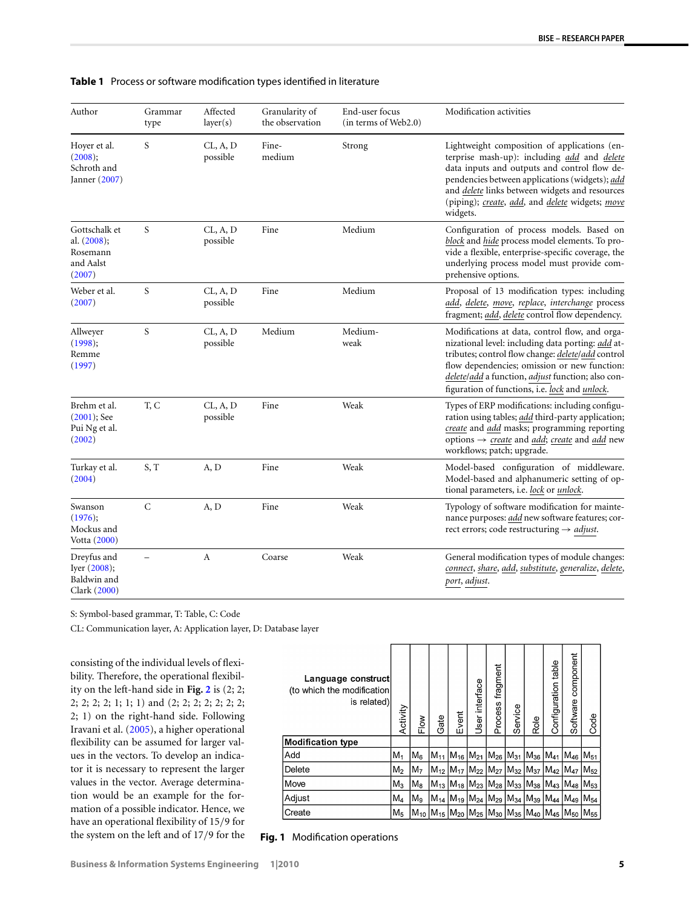**Table 1** Process or software modification types identified in literature

| Author | Grammar type | Affected layer(s) | Granularity of the observation | End-user focus (in terms of Web2.0) | Modification activities |
|---|---|---|---|---|---|
| Hoyer et al. (2008); Schroth and Janner (2007) | S | CL, A, D possible | Fine-medium | Strong | Lightweight composition of applications (enterprise mash-up): including *add* and *delete* data inputs and outputs and control flow dependencies between applications (widgets); *add* and *delete* links between widgets and resources (piping); *create*, *add*, and *delete* widgets; *move* widgets. |
| Gottschalk et al. (2008); Rosemann and Aalst (2007) | S | CL, A, D possible | Fine | Medium | Configuration of process models. Based on *block* and *hide* process model elements. To provide a flexible, enterprise-specific coverage, the underlying process model must provide comprehensive options. |
| Weber et al. (2007) | S | CL, A, D possible | Fine | Medium | Proposal of 13 modification types: including *add*, *delete*, *move*, *replace*, *interchange* process fragment; *add*, *delete* control flow dependency. |
| Allweyer (1998); Remme (1997) | S | CL, A, D possible | Medium | Medium-weak | Modifications at data, control flow, and organizational level: including data porting: *add* attributes; control flow change: *delete*/*add* control flow dependencies; omission or new function: *delete*/*add* a function, *adjust* function; also configuration of functions, i.e. *lock* and *unlock*. |
| Brehm et al. (2001); See Pui Ng et al. (2002) | T, C | CL, A, D possible | Fine | Weak | Types of ERP modifications: including configuration using tables; *add* third-party application; *create* and *add* masks; programming reporting options → *create* and *add*; *create* and *add* new workflows; patch; upgrade. |
| Turkay et al. (2004) | S, T | A, D | Fine | Weak | Model-based configuration of middleware. Model-based and alphanumeric setting of optional parameters, i.e. *lock* or *unlock*. |
| Swanson (1976); Mockus and Votta (2000) | C | A, D | Fine | Weak | Typology of software modification for maintenance purposes: *add* new software features; correct errors; code restructuring → *adjust*. |
| Dreyfus and Iyer (2008); Baldwin and Clark (2000) | – | A | Coarse | Weak | General modification types of module changes: *connect*, *share*, *add*, *substitute*, *generalize*, *delete*, *port*, *adjust*. |

S: Symbol-based grammar, T: Table, C: Code

CL: Communication layer, A: Application layer, D: Database layer

consisting of the individual levels of flexibility. Therefore, the operational flexibility on the left-hand side in **Fig. 2** is (2; 2; 2; 2; 2; 2; 1; 1; 1) and (2; 2; 2; 2; 2; 2; 2; 2; 1) on the right-hand side. Following Iravani et al. (2005), a higher operational flexibility can be assumed for larger values in the vectors. To develop an indicator it is necessary to represent the larger values in the vector. Average determination would be an example for the formation of a possible indicator. Hence, we have an operational flexibility of 15/9 for the system on the left and of 17/9 for the

| Modification type \ Language construct (to which the modification is related) | Activity | Flow | Gate | Event | User interface | Process fragment | Service | Role | Configuration table | Software component | Code |
|---|---|---|---|---|---|---|---|---|---|---|---|
| Add | $M_1$ | $M_6$ | $M_{11}$ | $M_{16}$ | $M_{21}$ | $M_{26}$ | $M_{31}$ | $M_{36}$ | $M_{41}$ | $M_{46}$ | $M_{51}$ |
| Delete | $M_2$ | $M_7$ | $M_{12}$ | $M_{17}$ | $M_{22}$ | $M_{27}$ | $M_{32}$ | $M_{37}$ | $M_{42}$ | $M_{47}$ | $M_{52}$ |
| Move | $M_3$ | $M_8$ | $M_{13}$ | $M_{18}$ | $M_{23}$ | $M_{28}$ | $M_{33}$ | $M_{38}$ | $M_{43}$ | $M_{48}$ | $M_{53}$ |
| Adjust | $M_4$ | $M_9$ | $M_{14}$ | $M_{19}$ | $M_{24}$ | $M_{29}$ | $M_{34}$ | $M_{39}$ | $M_{44}$ | $M_{49}$ | $M_{54}$ |
| Create | $M_5$ | $M_{10}$ | $M_{15}$ | $M_{20}$ | $M_{25}$ | $M_{30}$ | $M_{35}$ | $M_{40}$ | $M_{45}$ | $M_{50}$ | $M_{55}$ |

**Fig. 1** Modification operations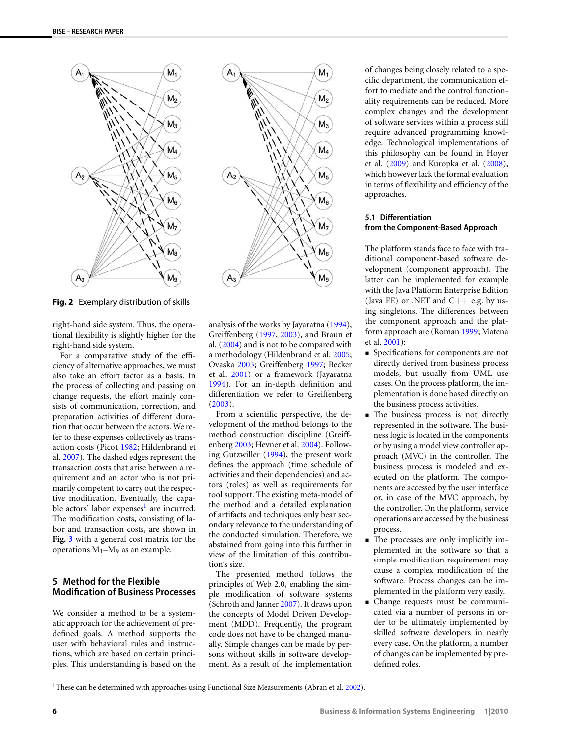Fig. 2 Exemplary distribution of skills

right-hand side system. Thus, the operational flexibility is slightly higher for the right-hand side system.

For a comparative study of the efficiency of alternative approaches, we must also take an effort factor as a basis. In the process of collecting and passing on change requests, the effort mainly consists of communication, correction, and preparation activities of different duration that occur between the actors. We refer to these expenses collectively as transaction costs (Picot 1982; Hildenbrand et al. 2007). The dashed edges represent the transaction costs that arise between a requirement and an actor who is not primarily competent to carry out the respective modification. Eventually, the capable actors' labor expenses[1] are incurred. The modification costs, consisting of labor and transaction costs, are shown in **Fig. 3** with a general cost matrix for the operations $M_1$–$M_9$ as an example.

## 5 Method for the Flexible Modification of Business Processes

We consider a method to be a systematic approach for the achievement of predefined goals. A method supports the user with behavioral rules and instructions, which are based on certain principles. This understanding is based on the analysis of the works by Jayaratna (1994), Greiffenberg (1997, 2003), and Braun et al. (2004) and is not to be compared with a methodology (Hildenbrand et al. 2005; Ovaska 2005; Greiffenberg 1997; Becker et al. 2001) or a framework (Jayaratna 1994). For an in-depth definition and differentiation we refer to Greiffenberg (2003).

From a scientific perspective, the development of the method belongs to the method construction discipline (Greiffenberg 2003; Hevner et al. 2004). Following Gutzwiller (1994), the present work defines the approach (time schedule of activities and their dependencies) and actors (roles) as well as requirements for tool support. The existing meta-model of the method and a detailed explanation of artifacts and techniques only bear secondary relevance to the understanding of the conducted simulation. Therefore, we abstained from going into this further in view of the limitation of this contribution's size.

The presented method follows the principles of Web 2.0, enabling the simple modification of software systems (Schroth and Janner 2007). It draws upon the concepts of Model Driven Development (MDD). Frequently, the program code does not have to be changed manually. Simple changes can be made by persons without skills in software development. As a result of the implementation of changes being closely related to a specific department, the communication effort to mediate and the control functionality requirements can be reduced. More complex changes and the development of software services within a process still require advanced programming knowledge. Technological implementations of this philosophy can be found in Hoyer et al. (2009) and Kuropka et al. (2008), which however lack the formal evaluation in terms of flexibility and efficiency of the approaches.

### 5.1 Differentiation from the Component-Based Approach

The platform stands face to face with traditional component-based software development (component approach). The latter can be implemented for example with the Java Platform Enterprise Edition (Java EE) or .NET and C++ e.g. by using singletons. The differences between the component approach and the platform approach are (Roman 1999; Matena et al. 2001):

- Specifications for components are not directly derived from business process models, but usually from UML use cases. On the process platform, the implementation is done based directly on the business process activities.
- The business process is not directly represented in the software. The business logic is located in the components or by using a model view controller approach (MVC) in the controller. The business process is modeled and executed on the platform. The components are accessed by the user interface or, in case of the MVC approach, by the controller. On the platform, service operations are accessed by the business process.
- The processes are only implicitly implemented in the software so that a simple modification requirement may cause a complex modification of the software. Process changes can be implemented in the platform very easily.
- Change requests must be communicated via a number of persons in order to be ultimately implemented by skilled software developers in nearly every case. On the platform, a number of changes can be implemented by predefined roles.

[1] These can be determined with approaches using Functional Size Measurements (Abran et al. 2002).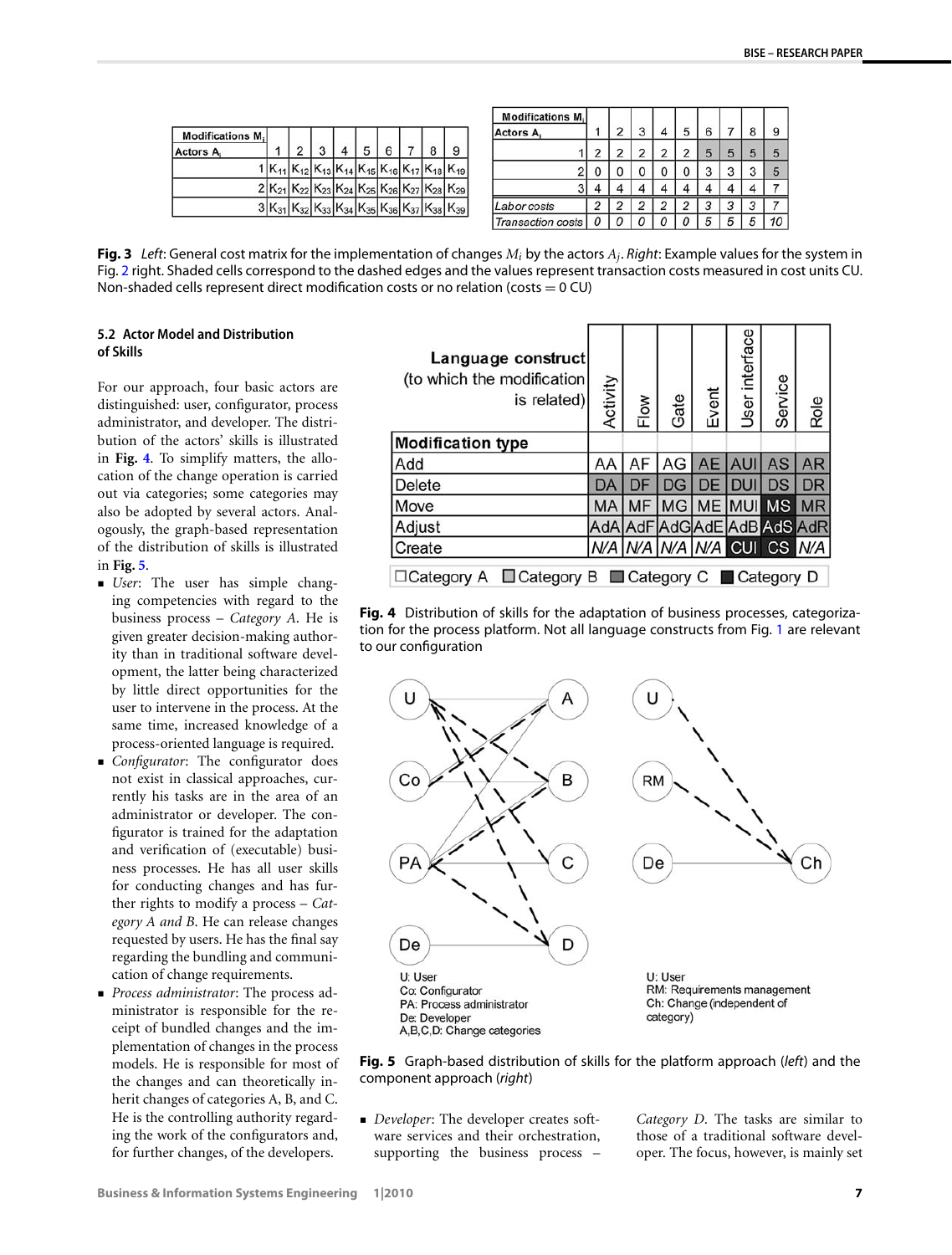| Modifications $M_i$ / Actors $A_j$ | 1 | 2 | 3 | 4 | 5 | 6 | 7 | 8 | 9 |
|---|---|---|---|---|---|---|---|---|---|
| 1 | $K_{11}$ | $K_{12}$ | $K_{13}$ | $K_{14}$ | $K_{15}$ | $K_{16}$ | $K_{17}$ | $K_{18}$ | $K_{19}$ |
| 2 | $K_{21}$ | $K_{22}$ | $K_{23}$ | $K_{24}$ | $K_{25}$ | $K_{26}$ | $K_{27}$ | $K_{28}$ | $K_{29}$ |
| 3 | $K_{31}$ | $K_{32}$ | $K_{33}$ | $K_{34}$ | $K_{35}$ | $K_{36}$ | $K_{37}$ | $K_{38}$ | $K_{39}$ |

| Modifications $M_i$ / Actors $A_j$ | 1 | 2 | 3 | 4 | 5 | 6 | 7 | 8 | 9 |
|---|---|---|---|---|---|---|---|---|---|
| 1 | 2 | 2 | 2 | 2 | 2 | 5 | 5 | 5 | 5 |
| 2 | 0 | 0 | 0 | 0 | 0 | 3 | 3 | 3 | 5 |
| 3 | 4 | 4 | 4 | 4 | 4 | 4 | 4 | 4 | 7 |
| *Labor costs* | 2 | 2 | 2 | 2 | 2 | 3 | 3 | 3 | 7 |
| *Transaction costs* | 0 | 0 | 0 | 0 | 0 | 5 | 5 | 5 | 10 |

**Fig. 3** *Left*: General cost matrix for the implementation of changes $M_i$ by the actors $A_j$. *Right*: Example values for the system in Fig. 2 right. Shaded cells correspond to the dashed edges and the values represent transaction costs measured in cost units CU. Non-shaded cells represent direct modification costs or no relation (costs = 0 CU)

### 5.2 Actor Model and Distribution of Skills

For our approach, four basic actors are distinguished: user, configurator, process administrator, and developer. The distribution of the actors' skills is illustrated in **Fig. 4**. To simplify matters, the allocation of the change operation is carried out via categories; some categories may also be adopted by several actors. Analogously, the graph-based representation of the distribution of skills is illustrated in **Fig. 5**.

- *User*: The user has simple changing competencies with regard to the business process – *Category A*. He is given greater decision-making authority than in traditional software development, the latter being characterized by little direct opportunities for the user to intervene in the process. At the same time, increased knowledge of a process-oriented language is required.
- *Configurator*: The configurator does not exist in classical approaches, currently his tasks are in the area of an administrator or developer. The configurator is trained for the adaptation and verification of (executable) business processes. He has all user skills for conducting changes and has further rights to modify a process – *Category A and B*. He can release changes requested by users. He has the final say regarding the bundling and communication of change requirements.
- *Process administrator*: The process administrator is responsible for the receipt of bundled changes and the implementation of changes in the process models. He is responsible for most of the changes and can theoretically inherit changes of categories A, B, and C. He is the controlling authority regarding the work of the configurators and, for further changes, of the developers.
- *Developer*: The developer creates software services and their orchestration, supporting the business process – *Category D*. The tasks are similar to those of a traditional software developer. The focus, however, is mainly set

| Modification type / Language construct (to which the modification is related) | Activity | Flow | Gate | Event | User interface | Service | Role |
|---|---|---|---|---|---|---|---|
| Add | AA | AF | AG | AE | AUI | AS | AR |
| Delete | DA | DF | DG | DE | DUI | DS | DR |
| Move | MA | MF | MG | ME | MUI | MS | MR |
| Adjust | AdA | AdF | AdG | AdE | AdB | AdS | AdR |
| Create | *N/A* | *N/A* | *N/A* | *N/A* | CUI | CS | *N/A* |

☐Category A ☐Category B ☐Category C ■Category D

**Fig. 4** Distribution of skills for the adaptation of business processes, categorization for the process platform. Not all language constructs from Fig. 1 are relevant to our configuration

U: User
Co: Configurator
PA: Process administrator
De: Developer
A,B,C,D: Change categories

U: User
RM: Requirements management
Ch: Change (independent of category)

**Fig. 5** Graph-based distribution of skills for the platform approach (*left*) and the component approach (*right*)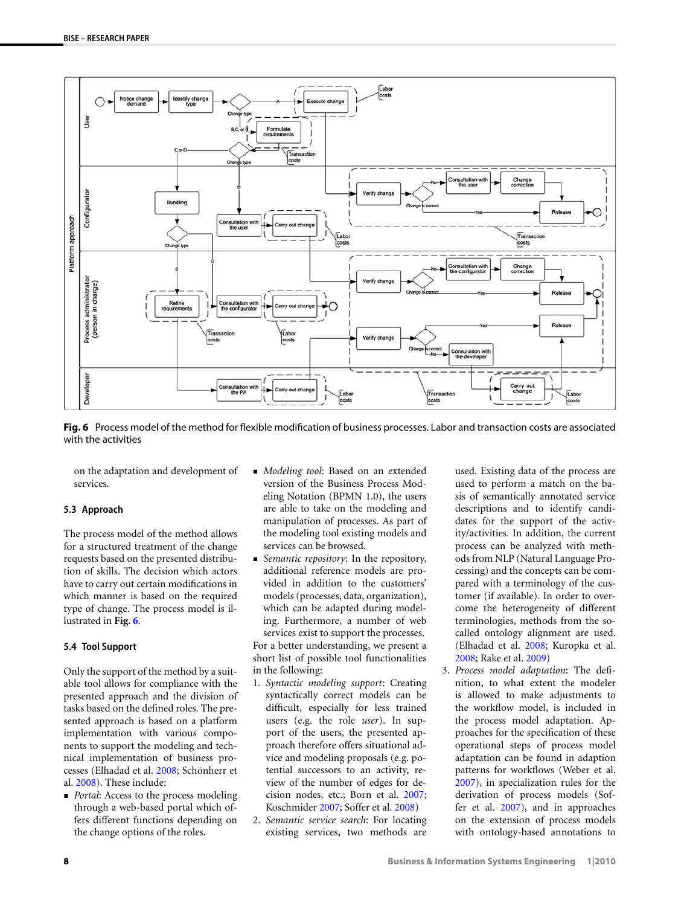Fig. 6 Process model of the method for flexible modification of business processes. Labor and transaction costs are associated with the activities

on the adaptation and development of services.

### 5.3 Approach

The process model of the method allows for a structured treatment of the change requests based on the presented distribution of skills. The decision which actors have to carry out certain modifications in which manner is based on the required type of change. The process model is illustrated in **Fig. 6**.

### 5.4 Tool Support

Only the support of the method by a suitable tool allows for compliance with the presented approach and the division of tasks based on the defined roles. The presented approach is based on a platform implementation with various components to support the modeling and technical implementation of business processes (Elhadad et al. 2008; Schönherr et al. 2008). These include:

- *Portal*: Access to the process modeling through a web-based portal which offers different functions depending on the change options of the roles.
- *Modeling tool*: Based on an extended version of the Business Process Modeling Notation (BPMN 1.0), the users are able to take on the modeling and manipulation of processes. As part of the modeling tool existing models and services can be browsed.
- *Semantic repository*: In the repository, additional reference models are provided in addition to the customers' models (processes, data, organization), which can be adapted during modeling. Furthermore, a number of web services exist to support the processes.

For a better understanding, we present a short list of possible tool functionalities in the following:

1. *Syntactic modeling support*: Creating syntactically correct models can be difficult, especially for less trained users (e.g. the role *user*). In support of the users, the presented approach therefore offers situational advice and modeling proposals (e.g. potential successors to an activity, review of the number of edges for decision nodes, etc.; Born et al. 2007; Koschmider 2007; Soffer et al. 2008)
2. *Semantic service search*: For locating existing services, two methods are used. Existing data of the process are used to perform a match on the basis of semantically annotated service descriptions and to identify candidates for the support of the activity/activities. In addition, the current process can be analyzed with methods from NLP (Natural Language Processing) and the concepts can be compared with a terminology of the customer (if available). In order to overcome the heterogeneity of different terminologies, methods from the so-called ontology alignment are used. (Elhadad et al. 2008; Kuropka et al. 2008; Rake et al. 2009)
3. *Process model adaptation*: The definition, to what extent the modeler is allowed to make adjustments to the workflow model, is included in the process model adaptation. Approaches for the specification of these operational steps of process model adaptation can be found in adaption patterns for workflows (Weber et al. 2007), in specialization rules for the derivation of process models (Soffer et al. 2007), and in approaches on the extension of process models with ontology-based annotations to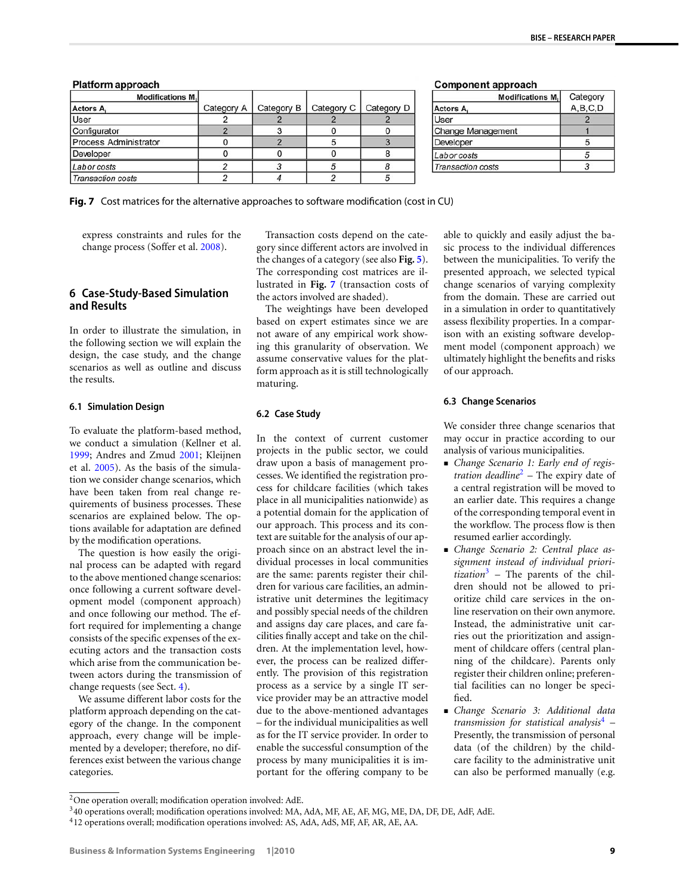**Platform approach**

| Modifications $M_i$ / Actors $A_i$ | Category A | Category B | Category C | Category D |
|---|---|---|---|---|
| User | 2 | 2 | 2 | 2 |
| Configurator | 2 | 3 | 0 | 0 |
| Process Administrator | 0 | 2 | 5 | 3 |
| Developer | 0 | 0 | 0 | 8 |
| *Labor costs* | *2* | *3* | *5* | *8* |
| *Transaction costs* | *2* | *4* | *2* | *5* |

**Component approach**

| Modifications $M_i$ / Actors $A_i$ | Category A,B,C,D |
|---|---|
| User | 2 |
| Change Management | 1 |
| Developer | 5 |
| *Labor costs* | *5* |
| *Transaction costs* | *3* |

**Fig. 7** Cost matrices for the alternative approaches to software modification (cost in CU)

express constraints and rules for the change process (Soffer et al. 2008).

## 6 Case-Study-Based Simulation and Results

In order to illustrate the simulation, in the following section we will explain the design, the case study, and the change scenarios as well as outline and discuss the results.

### 6.1 Simulation Design

To evaluate the platform-based method, we conduct a simulation (Kellner et al. 1999; Andres and Zmud 2001; Kleijnen et al. 2005). As the basis of the simulation we consider change scenarios, which have been taken from real change requirements of business processes. These scenarios are explained below. The options available for adaptation are defined by the modification operations.

The question is how easily the original process can be adapted with regard to the above mentioned change scenarios: once following a current software development model (component approach) and once following our method. The effort required for implementing a change consists of the specific expenses of the executing actors and the transaction costs which arise from the communication between actors during the transmission of change requests (see Sect. 4).

We assume different labor costs for the platform approach depending on the category of the change. In the component approach, every change will be implemented by a developer; therefore, no differences exist between the various change categories.

Transaction costs depend on the category since different actors are involved in the changes of a category (see also **Fig. 5**). The corresponding cost matrices are illustrated in **Fig. 7** (transaction costs of the actors involved are shaded).

The weightings have been developed based on expert estimates since we are not aware of any empirical work showing this granularity of observation. We assume conservative values for the platform approach as it is still technologically maturing.

### 6.2 Case Study

In the context of current customer projects in the public sector, we could draw upon a basis of management processes. We identified the registration process for childcare facilities (which takes place in all municipalities nationwide) as a potential domain for the application of our approach. This process and its context are suitable for the analysis of our approach since on an abstract level the individual processes in local communities are the same: parents register their children for various care facilities, an administrative unit determines the legitimacy and possibly special needs of the children and assigns day care places, and care facilities finally accept and take on the children. At the implementation level, however, the process can be realized differently. The provision of this registration process as a service by a single IT service provider may be an attractive model due to the above-mentioned advantages – for the individual municipalities as well as for the IT service provider. In order to enable the successful consumption of the process by many municipalities it is important for the offering company to be able to quickly and easily adjust the basic process to the individual differences between the municipalities. To verify the presented approach, we selected typical change scenarios of varying complexity from the domain. These are carried out in a simulation in order to quantitatively assess flexibility properties. In a comparison with an existing software development model (component approach) we ultimately highlight the benefits and risks of our approach.

### 6.3 Change Scenarios

We consider three change scenarios that may occur in practice according to our analysis of various municipalities.

- *Change Scenario 1: Early end of registration deadline*[2] – The expiry date of a central registration will be moved to an earlier date. This requires a change of the corresponding temporal event in the workflow. The process flow is then resumed earlier accordingly.
- *Change Scenario 2: Central place assignment instead of individual prioritization*[3] – The parents of the children should not be allowed to prioritize child care services in the online reservation on their own anymore. Instead, the administrative unit carries out the prioritization and assignment of childcare offers (central planning of the childcare). Parents only register their children online; preferential facilities can no longer be specified.
- *Change Scenario 3: Additional data transmission for statistical analysis*[4] – Presently, the transmission of personal data (of the children) by the childcare facility to the administrative unit can also be performed manually (e.g.

[2] One operation overall; modification operation involved: AdE.

[3] 40 operations overall; modification operations involved: MA, AdA, MF, AE, AF, MG, ME, DA, DF, DE, AdF, AdE.

[4] 12 operations overall; modification operations involved: AS, AdA, AdS, MF, AF, AR, AE, AA.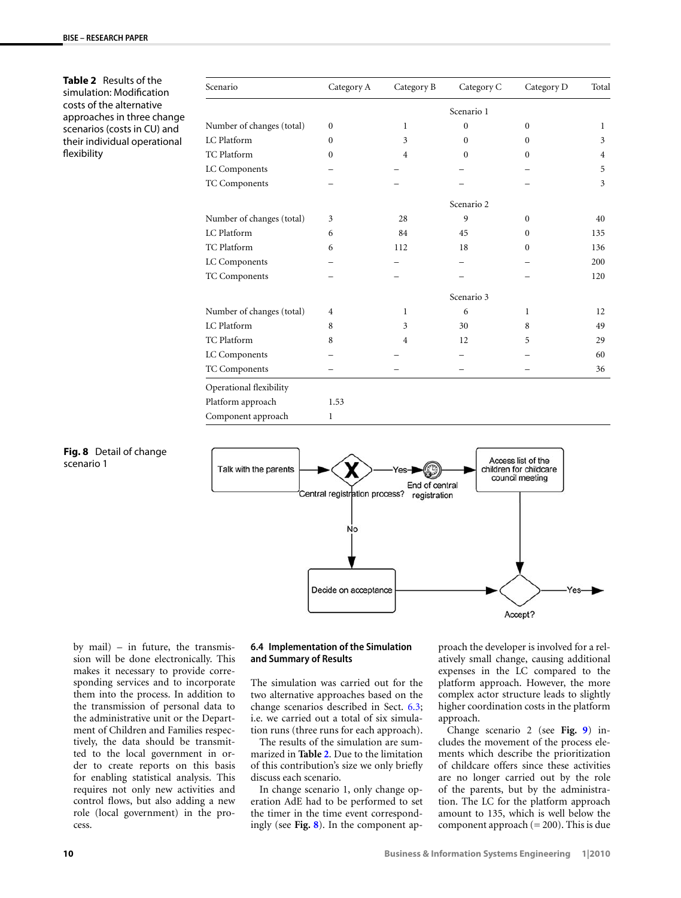**Table 2** Results of the simulation: Modification costs of the alternative approaches in three change scenarios (costs in CU) and their individual operational flexibility

| Scenario | Category A | Category B | Category C | Category D | Total |
|---|---|---|---|---|---|
| | | | Scenario 1 | | |
| Number of changes (total) | 0 | 1 | 0 | 0 | 1 |
| LC Platform | 0 | 3 | 0 | 0 | 3 |
| TC Platform | 0 | 4 | 0 | 0 | 4 |
| LC Components | – | – | – | – | 5 |
| TC Components | – | – | – | – | 3 |
| | | | Scenario 2 | | |
| Number of changes (total) | 3 | 28 | 9 | 0 | 40 |
| LC Platform | 6 | 84 | 45 | 0 | 135 |
| TC Platform | 6 | 112 | 18 | 0 | 136 |
| LC Components | – | – | – | – | 200 |
| TC Components | – | – | – | – | 120 |
| | | | Scenario 3 | | |
| Number of changes (total) | 4 | 1 | 6 | 1 | 12 |
| LC Platform | 8 | 3 | 30 | 8 | 49 |
| TC Platform | 8 | 4 | 12 | 5 | 29 |
| LC Components | – | – | – | – | 60 |
| TC Components | – | – | – | – | 36 |
| Operational flexibility | | | | | |
| Platform approach | 1.53 | | | | |
| Component approach | 1 | | | | |

**Fig. 8** Detail of change scenario 1

by mail) – in future, the transmission will be done electronically. This makes it necessary to provide corresponding services and to incorporate them into the process. In addition to the transmission of personal data to the administrative unit or the Department of Children and Families respectively, the data should be transmitted to the local government in order to create reports on this basis for enabling statistical analysis. This requires not only new activities and control flows, but also adding a new role (local government) in the process.

### 6.4 Implementation of the Simulation and Summary of Results

The simulation was carried out for the two alternative approaches based on the change scenarios described in Sect. 6.3; i.e. we carried out a total of six simulation runs (three runs for each approach).

The results of the simulation are summarized in **Table 2**. Due to the limitation of this contribution's size we only briefly discuss each scenario.

In change scenario 1, only change operation AdE had to be performed to set the timer in the time event correspondingly (see **Fig. 8**). In the component approach the developer is involved for a relatively small change, causing additional expenses in the LC compared to the platform approach. However, the more complex actor structure leads to slightly higher coordination costs in the platform approach.

Change scenario 2 (see **Fig. 9**) includes the movement of the process elements which describe the prioritization of childcare offers since these activities are no longer carried out by the role of the parents, but by the administration. The LC for the platform approach amount to 135, which is well below the component approach (= 200). This is due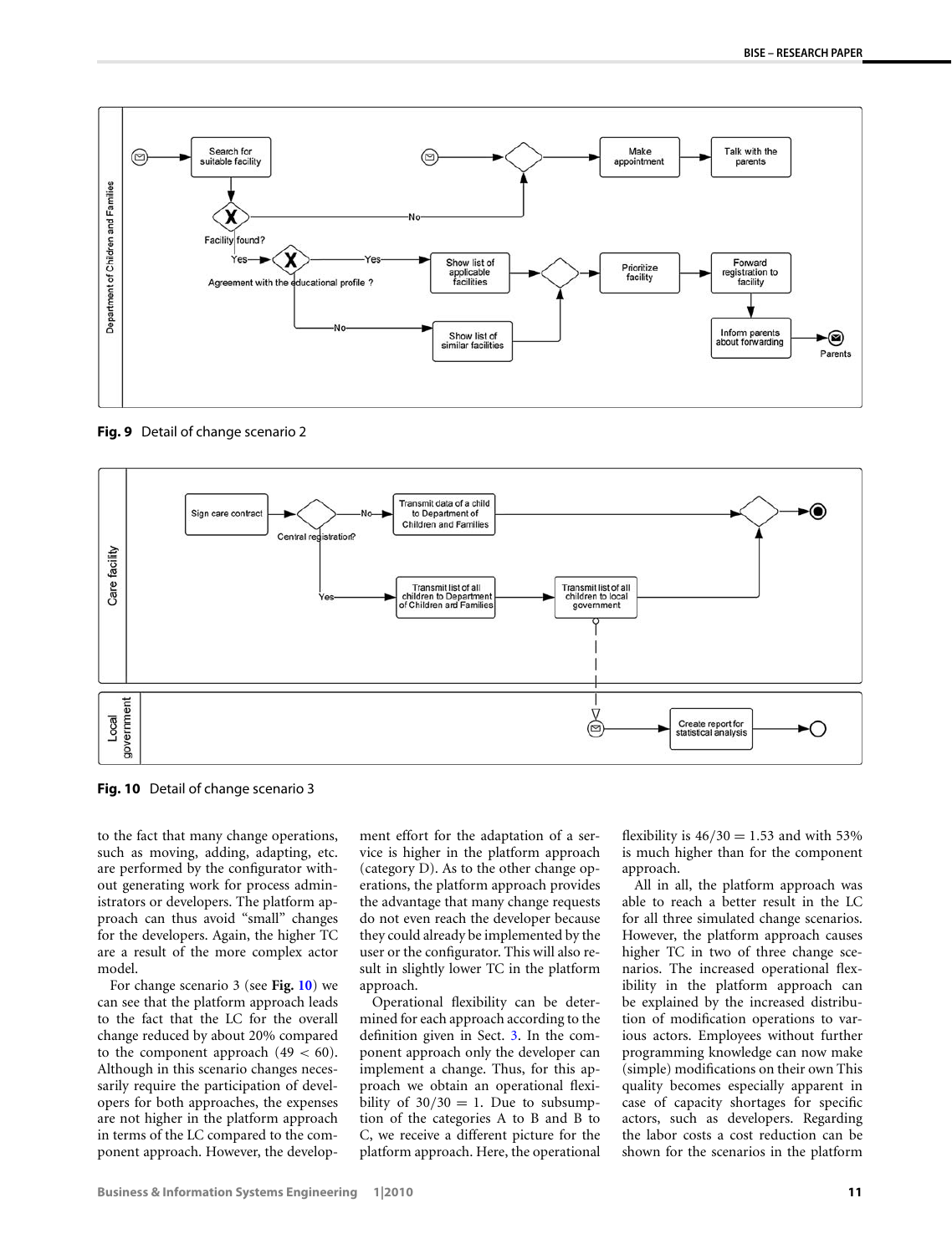Fig. 9 Detail of change scenario 2

Fig. 10 Detail of change scenario 3

to the fact that many change operations, such as moving, adding, adapting, etc. are performed by the configurator without generating work for process administrators or developers. The platform approach can thus avoid "small" changes for the developers. Again, the higher TC are a result of the more complex actor model.

For change scenario 3 (see **Fig. 10**) we can see that the platform approach leads to the fact that the LC for the overall change reduced by about 20% compared to the component approach ($49 < 60$). Although in this scenario changes necessarily require the participation of developers for both approaches, the expenses are not higher in the platform approach in terms of the LC compared to the component approach. However, the development effort for the adaptation of a service is higher in the platform approach (category D). As to the other change operations, the platform approach provides the advantage that many change requests do not even reach the developer because they could already be implemented by the user or the configurator. This will also result in slightly lower TC in the platform approach.

Operational flexibility can be determined for each approach according to the definition given in Sect. 3. In the component approach only the developer can implement a change. Thus, for this approach we obtain an operational flexibility of $30/30 = 1$. Due to subsumption of the categories A to B and B to C, we receive a different picture for the platform approach. Here, the operational flexibility is $46/30 = 1.53$ and with 53% is much higher than for the component approach.

All in all, the platform approach was able to reach a better result in the LC for all three simulated change scenarios. However, the platform approach causes higher TC in two of three change scenarios. The increased operational flexibility in the platform approach can be explained by the increased distribution of modification operations to various actors. Employees without further programming knowledge can now make (simple) modifications on their own This quality becomes especially apparent in case of capacity shortages for specific actors, such as developers. Regarding the labor costs a cost reduction can be shown for the scenarios in the platform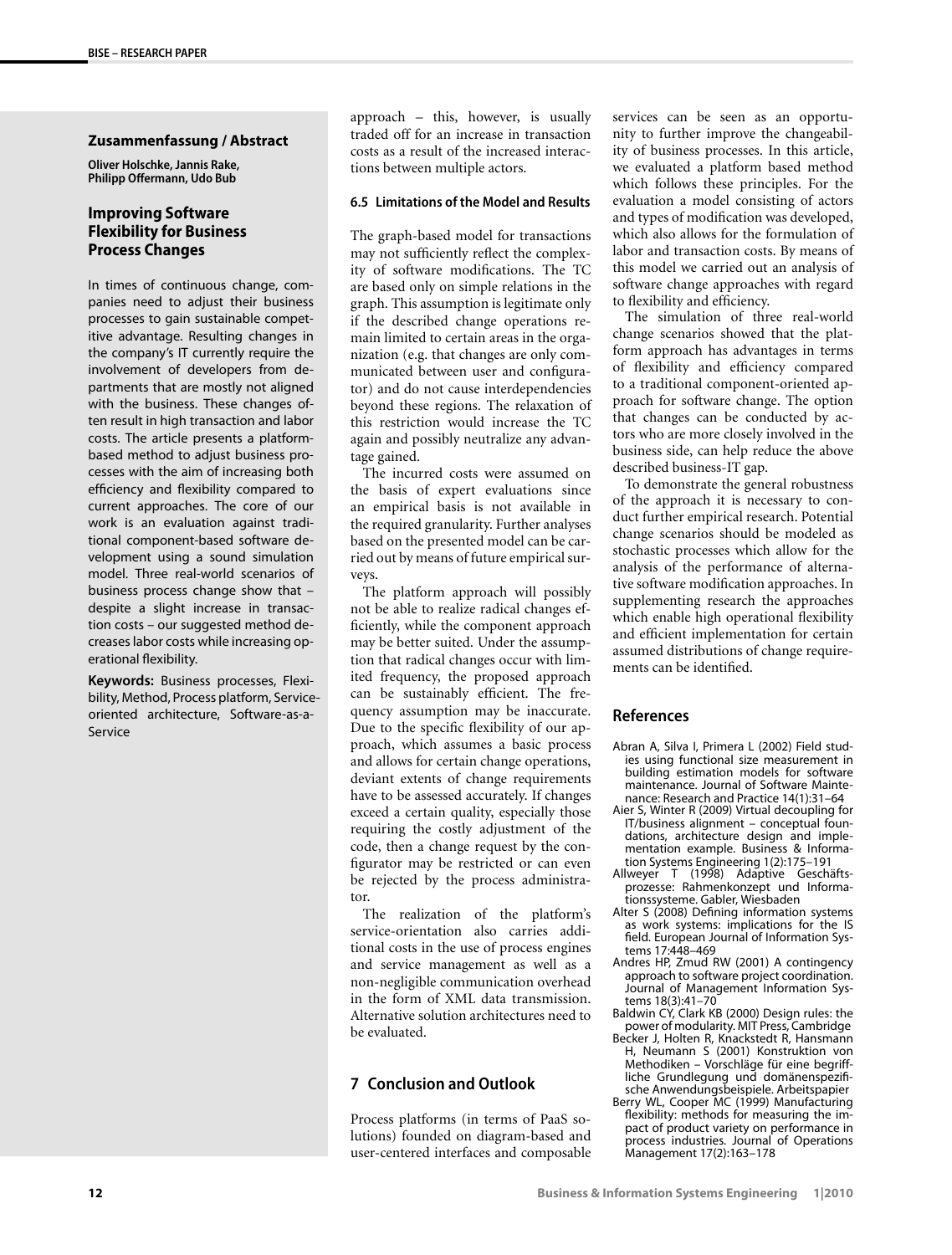## Zusammenfassung / Abstract

**Oliver Holschke, Jannis Rake, Philipp Offermann, Udo Bub**

### Improving Software Flexibility for Business Process Changes

In times of continuous change, companies need to adjust their business processes to gain sustainable competitive advantage. Resulting changes in the company's IT currently require the involvement of developers from departments that are mostly not aligned with the business. These changes often result in high transaction and labor costs. The article presents a platform-based method to adjust business processes with the aim of increasing both efficiency and flexibility compared to current approaches. The core of our work is an evaluation against traditional component-based software development using a sound simulation model. Three real-world scenarios of business process change show that – despite a slight increase in transaction costs – our suggested method decreases labor costs while increasing operational flexibility.

**Keywords:** Business processes, Flexibility, Method, Process platform, Service-oriented architecture, Software-as-a-Service

approach – this, however, is usually traded off for an increase in transaction costs as a result of the increased interactions between multiple actors.

#### 6.5 Limitations of the Model and Results

The graph-based model for transactions may not sufficiently reflect the complexity of software modifications. The TC are based only on simple relations in the graph. This assumption is legitimate only if the described change operations remain limited to certain areas in the organization (e.g. that changes are only communicated between user and configurator) and do not cause interdependencies beyond these regions. The relaxation of this restriction would increase the TC again and possibly neutralize any advantage gained.

The incurred costs were assumed on the basis of expert evaluations since an empirical basis is not available in the required granularity. Further analyses based on the presented model can be carried out by means of future empirical surveys.

The platform approach will possibly not be able to realize radical changes efficiently, while the component approach may be better suited. Under the assumption that radical changes occur with limited frequency, the proposed approach can be sustainably efficient. The frequency assumption may be inaccurate. Due to the specific flexibility of our approach, which assumes a basic process and allows for certain change operations, deviant extents of change requirements have to be assessed accurately. If changes exceed a certain quality, especially those requiring the costly adjustment of the code, then a change request by the configurator may be restricted or can even be rejected by the process administrator.

The realization of the platform's service-orientation also carries additional costs in the use of process engines and service management as well as a non-negligible communication overhead in the form of XML data transmission. Alternative solution architectures need to be evaluated.

## 7 Conclusion and Outlook

Process platforms (in terms of PaaS solutions) founded on diagram-based and user-centered interfaces and composable services can be seen as an opportunity to further improve the changeability of business processes. In this article, we evaluated a platform based method which follows these principles. For the evaluation a model consisting of actors and types of modification was developed, which also allows for the formulation of labor and transaction costs. By means of this model we carried out an analysis of software change approaches with regard to flexibility and efficiency.

The simulation of three real-world change scenarios showed that the platform approach has advantages in terms of flexibility and efficiency compared to a traditional component-oriented approach for software change. The option that changes can be conducted by actors who are more closely involved in the business side, can help reduce the above described business-IT gap.

To demonstrate the general robustness of the approach it is necessary to conduct further empirical research. Potential change scenarios should be modeled as stochastic processes which allow for the analysis of the performance of alternative software modification approaches. In supplementing research the approaches which enable high operational flexibility and efficient implementation for certain assumed distributions of change requirements can be identified.

## References

Abran A, Silva I, Primera L (2002) Field studies using functional size measurement in building estimation models for software maintenance. Journal of Software Maintenance: Research and Practice 14(1):31–64

Aier S, Winter R (2009) Virtual decoupling for IT/business alignment – conceptual foundations, architecture design and implementation example. Business & Information Systems Engineering 1(2):175–191

Allweyer T (1998) Adaptive Geschäftsprozesse: Rahmenkonzept und Informationssysteme. Gabler, Wiesbaden

Alter S (2008) Defining information systems as work systems: implications for the IS field. European Journal of Information Systems 17:448–469

Andres HP, Zmud RW (2001) A contingency approach to software project coordination. Journal of Management Information Systems 18(3):41–70

Baldwin CY, Clark KB (2000) Design rules: the power of modularity. MIT Press, Cambridge

Becker J, Holten R, Knackstedt R, Hansmann H, Neumann S (2001) Konstruktion von Methodiken – Vorschläge für eine begriffliche Grundlegung und domänenspezifische Anwendungsbeispiele. Arbeitspapier

Berry WL, Cooper MC (1999) Manufacturing flexibility: methods for measuring the impact of product variety on performance in process industries. Journal of Operations Management 17(2):163–178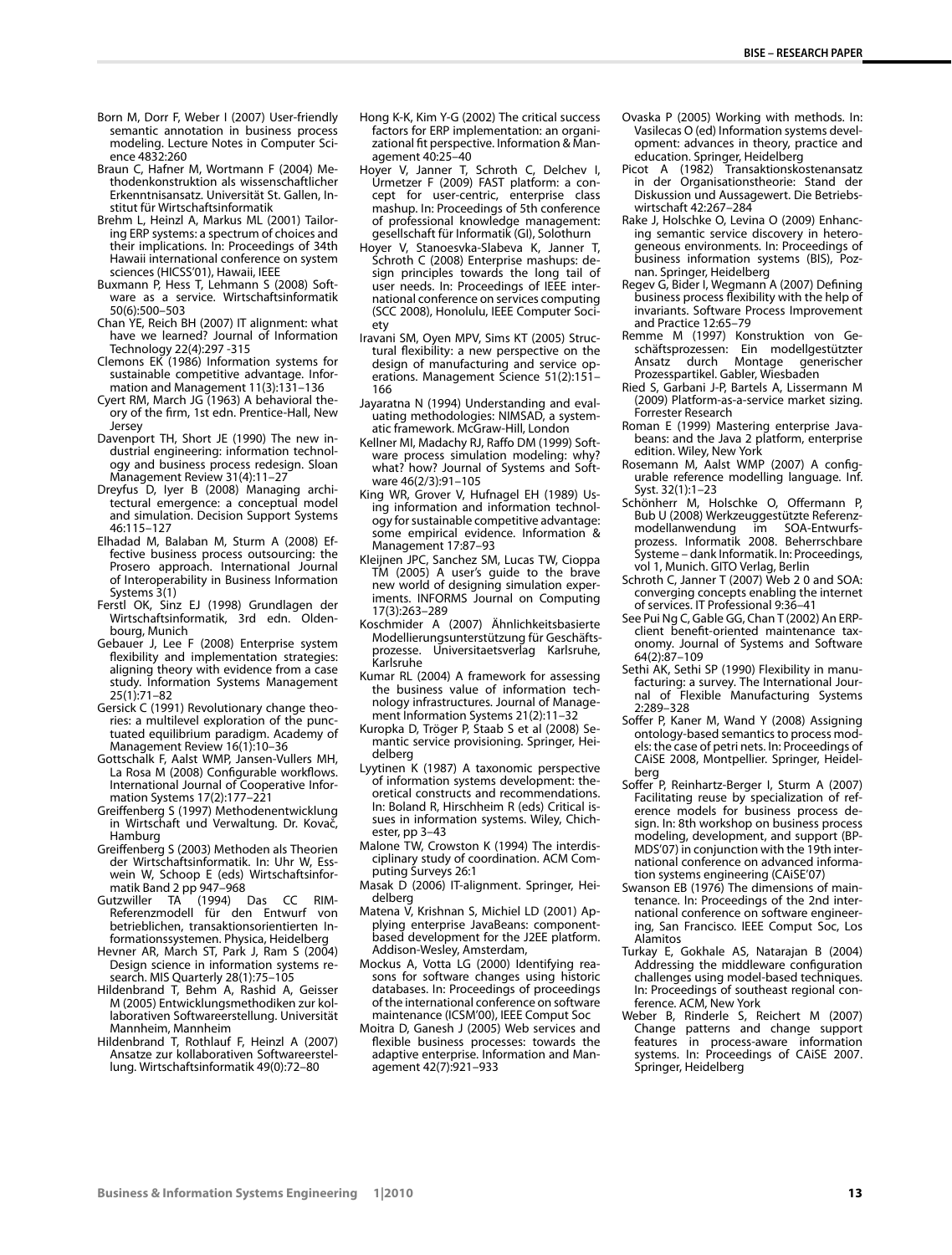Born M, Dorr F, Weber I (2007) User-friendly semantic annotation in business process modeling. Lecture Notes in Computer Science 4832:260

Braun C, Hafner M, Wortmann F (2004) Methodenkonstruktion als wissenschaftlicher Erkenntnisansatz. Universität St. Gallen, Institut für Wirtschaftsinformatik

Brehm L, Heinzl A, Markus ML (2001) Tailoring ERP systems: a spectrum of choices and their implications. In: Proceedings of 34th Hawaii international conference on system sciences (HICSS'01), Hawaii, IEEE

Buxmann P, Hess T, Lehmann S (2008) Software as a service. Wirtschaftsinformatik 50(6):500–503

Chan YE, Reich BH (2007) IT alignment: what have we learned? Journal of Information Technology 22(4):297 -315

Clemons EK (1986) Information systems for sustainable competitive advantage. Information and Management 11(3):131–136

Cyert RM, March JG (1963) A behavioral theory of the firm, 1st edn. Prentice-Hall, New Jersey

Davenport TH, Short JE (1990) The new industrial engineering: information technology and business process redesign. Sloan Management Review 31(4):11–27

Dreyfus D, Iyer B (2008) Managing architectural emergence: a conceptual model and simulation. Decision Support Systems 46:115–127

Elhadad M, Balaban M, Sturm A (2008) Effective business process outsourcing: the Prosero approach. International Journal of Interoperability in Business Information Systems 3(1)

Ferstl OK, Sinz EJ (1998) Grundlagen der Wirtschaftsinformatik, 3rd edn. Oldenbourg, Munich

Gebauer J, Lee F (2008) Enterprise system flexibility and implementation strategies: aligning theory with evidence from a case study. Information Systems Management 25(1):71–82

Gersick C (1991) Revolutionary change theories: a multilevel exploration of the punctuated equilibrium paradigm. Academy of Management Review 16(1):10–36

Gottschalk F, Aalst WMP, Jansen-Vullers MH, La Rosa M (2008) Configurable workflows. International Journal of Cooperative Information Systems 17(2):177–221

Greiffenberg S (1997) Methodenentwicklung in Wirtschaft und Verwaltung. Dr. Kovač, Hamburg

Greiffenberg S (2003) Methoden als Theorien der Wirtschaftsinformatik. In: Uhr W, Esswein W, Schoop E (eds) Wirtschaftsinformatik Band 2 pp 947–968

Gutzwiller TA (1994) Das CC RIM-Referenzmodell für den Entwurf von betrieblichen, transaktionsorientierten Informationssystemen. Physica, Heidelberg

Hevner AR, March ST, Park J, Ram S (2004) Design science in information systems research. MIS Quarterly 28(1):75–105

Hildenbrand T, Behm A, Rashid A, Geisser M (2005) Entwicklungsmethodiken zur kollaborativen Softwareerstellung. Universität Mannheim, Mannheim

Hildenbrand T, Rothlauf F, Heinzl A (2007) Ansatze zur kollaborativen Softwareerstellung. Wirtschaftsinformatik 49(0):72–80

Hong K-K, Kim Y-G (2002) The critical success factors for ERP implementation: an organizational fit perspective. Information & Management 40:25–40

Hoyer V, Janner T, Schroth C, Delchev I, Urmetzer F (2009) FAST platform: a concept for user-centric, enterprise class mashup. In: Proceedings of 5th conference of professional knowledge management: gesellschaft für Informatik (GI), Solothurn

Hoyer V, Stanoesvka-Slabeva K, Janner T, Schroth C (2008) Enterprise mashups: design principles towards the long tail of user needs. In: Proceedings of IEEE international conference on services computing (SCC 2008), Honolulu, IEEE Computer Society

Iravani SM, Oyen MPV, Sims KT (2005) Structural flexibility: a new perspective on the design of manufacturing and service operations. Management Science 51(2):151–166

Jayaratna N (1994) Understanding and evaluating methodologies: NIMSAD, a systematic framework. McGraw-Hill, London

Kellner MI, Madachy RJ, Raffo DM (1999) Software process simulation modeling: why? what? how? Journal of Systems and Software 46(2/3):91–105

King WR, Grover V, Hufnagel EH (1989) Using information and information technology for sustainable competitive advantage: some empirical evidence. Information & Management 17:87–93

Kleijnen JPC, Sanchez SM, Lucas TW, Cioppa TM (2005) A user's guide to the brave new world of designing simulation experiments. INFORMS Journal on Computing 17(3):263–289

Koschmider A (2007) Ähnlichkeitsbasierte Modellierungsunterstützung für Geschäftsprozesse. Universitaetsverlag Karlsruhe, Karlsruhe

Kumar RL (2004) A framework for assessing the business value of information technology infrastructures. Journal of Management Information Systems 21(2):11–32

Kuropka D, Tröger P, Staab S et al (2008) Semantic service provisioning. Springer, Heidelberg

Lyytinen K (1987) A taxonomic perspective of information systems development: theoretical constructs and recommendations. In: Boland R, Hirschheim R (eds) Critical issues in information systems. Wiley, Chichester, pp 3–43

Malone TW, Crowston K (1994) The interdisciplinary study of coordination. ACM Computing Surveys 26:1

Masak D (2006) IT-alignment. Springer, Heidelberg

Matena V, Krishnan S, Michiel LD (2001) Applying enterprise JavaBeans: component-based development for the J2EE platform. Addison-Wesley, Amsterdam,

Mockus A, Votta LG (2000) Identifying reasons for software changes using historic databases. In: Proceedings of proceedings of the international conference on software maintenance (ICSM'00), IEEE Comput Soc

Moitra D, Ganesh J (2005) Web services and flexible business processes: towards the adaptive enterprise. Information and Management 42(7):921–933

Ovaska P (2005) Working with methods. In: Vasilecas O (ed) Information systems development: advances in theory, practice and education. Springer, Heidelberg

Picot A (1982) Transaktionskostenansatz in der Organisationstheorie: Stand der Diskussion und Aussagewert. Die Betriebswirtschaft 42:267–284

Rake J, Holschke O, Levina O (2009) Enhancing semantic service discovery in heterogeneous environments. In: Proceedings of business information systems (BIS), Poznan. Springer, Heidelberg

Regev G, Bider I, Wegmann A (2007) Defining business process flexibility with the help of invariants. Software Process Improvement and Practice 12:65–79

Remme M (1997) Konstruktion von Geschäftsprozessen: Ein modellgestützter Ansatz durch Montage generischer Prozesspartikel. Gabler, Wiesbaden

Ried S, Garbani J-P, Bartels A, Lissermann M (2009) Platform-as-a-service market sizing. Forrester Research

Roman E (1999) Mastering enterprise Javabeans: and the Java 2 platform, enterprise edition. Wiley, New York

Rosemann M, Aalst WMP (2007) A configurable reference modelling language. Inf. Syst. 32(1):1–23

Schönherr M, Holschke O, Offermann P, Bub U (2008) Werkzeuggestützte Referenzmodellanwendung im SOA-Entwurfsprozess. Informatik 2008. Beherrschbare Systeme – dank Informatik. In: Proceedings, vol 1, Munich. GITO Verlag, Berlin

Schroth C, Janner T (2007) Web 2 0 and SOA: converging concepts enabling the internet of services. IT Professional 9:36–41

See Pui Ng C, Gable GG, Chan T (2002) An ERP-client benefit-oriented maintenance taxonomy. Journal of Systems and Software 64(2):87–109

Sethi AK, Sethi SP (1990) Flexibility in manufacturing: a survey. The International Journal of Flexible Manufacturing Systems 2:289–328

Soffer P, Kaner M, Wand Y (2008) Assigning ontology-based semantics to process models: the case of petri nets. In: Proceedings of CAiSE 2008, Montpellier. Springer, Heidelberg

Soffer P, Reinhartz-Berger I, Sturm A (2007) Facilitating reuse by specialization of reference models for business process design. In: 8th workshop on business process modeling, development, and support (BPMDS'07) in conjunction with the 19th international conference on advanced information systems engineering (CAiSE'07)

Swanson EB (1976) The dimensions of maintenance. In: Proceedings of the 2nd international conference on software engineering, San Francisco. IEEE Comput Soc, Los Alamitos

Turkay E, Gokhale AS, Natarajan B (2004) Addressing the middleware configuration challenges using model-based techniques. In: Proceedings of southeast regional conference. ACM, New York

Weber B, Rinderle S, Reichert M (2007) Change patterns and change support features in process-aware information systems. In: Proceedings of CAiSE 2007. Springer, Heidelberg